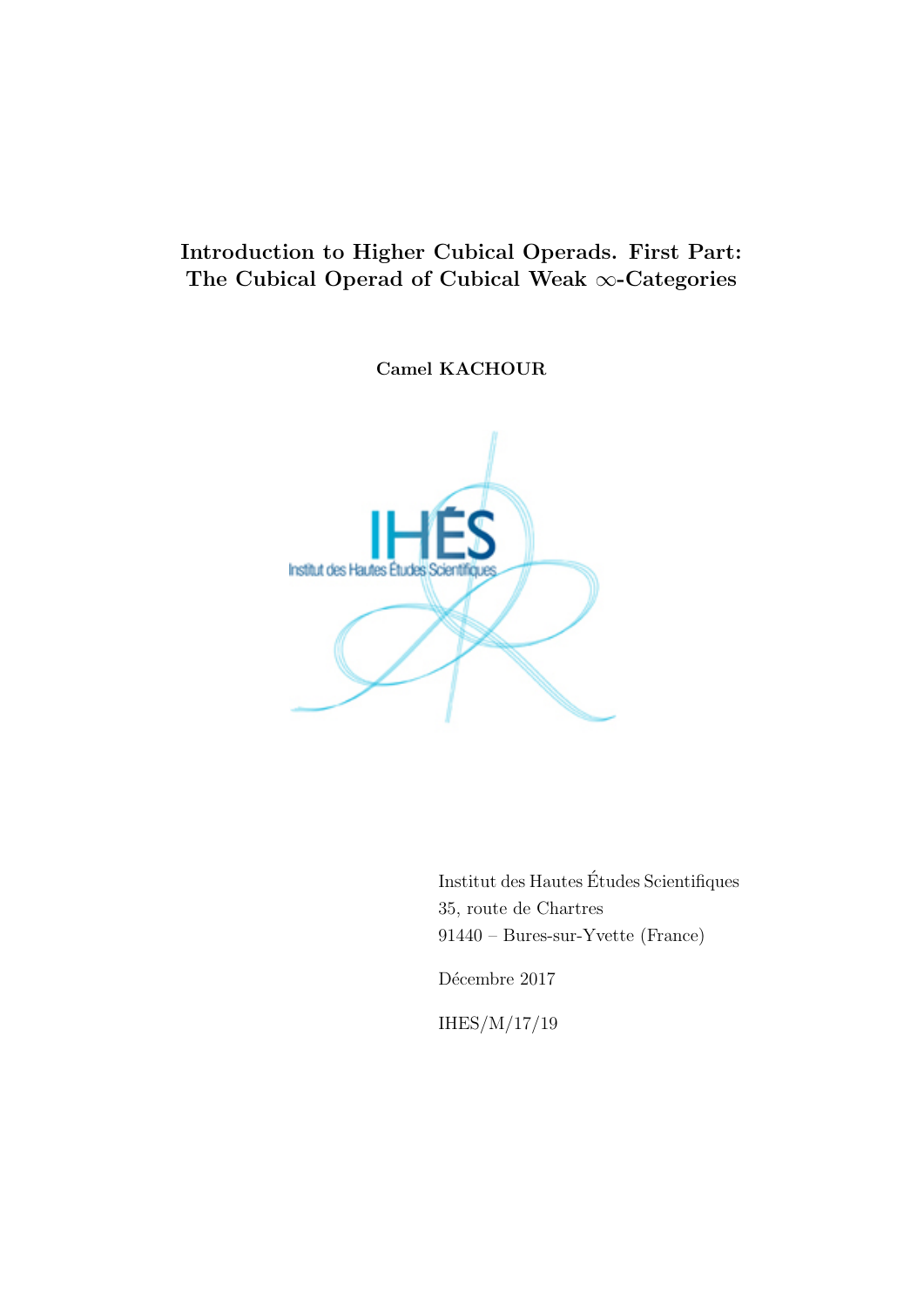# Introduction to Higher Cubical Operads. First Part: The Cubical Operad of Cubical Weak $\infty$-Categories

**Camel KACHOUR**

Institut des Hautes Études Scientifiques
35, route de Chartres
91440 – Bures-sur-Yvette (France)

Décembre 2017

IHES/M/17/19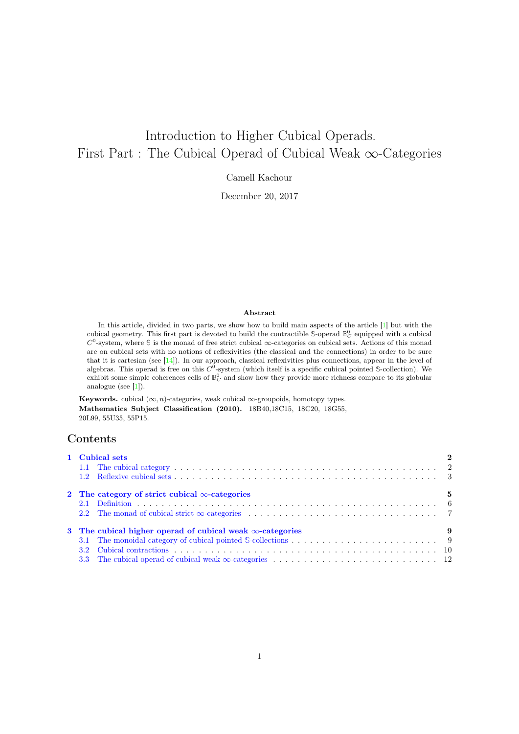# Introduction to Higher Cubical Operads.
# First Part : The Cubical Operad of Cubical Weak $\infty$-Categories

Camell Kachour

December 20, 2017

### Abstract

In this article, divided in two parts, we show how to build main aspects of the article [1] but with the cubical geometry. This first part is devoted to build the contractible $\mathbb{S}$-operad $\mathbb{B}^0_C$ equipped with a cubical $C^0$-system, where $\mathbb{S}$ is the monad of free strict cubical $\infty$-categories on cubical sets. Actions of this monad are on cubical sets with no notions of reflexivities (the classical and the connections) in order to be sure that it is cartesian (see [14]). In our approach, classical reflexivities plus connections, appear in the level of algebras. This operad is free on this $C^0$-system (which itself is a specific cubical pointed $\mathbb{S}$-collection). We exhibit some simple coherences cells of $\mathbb{B}^0_C$ and show how they provide more richness compare to its globular analogue (see [1]).

**Keywords.** cubical $(\infty, n)$-categories, weak cubical $\infty$-groupoids, homotopy types.
**Mathematics Subject Classification (2010).** 18B40,18C15, 18C20, 18G55, 20L99, 55U35, 55P15.

## Contents

- **1 Cubical sets** — 2
  - 1.1 The cubical category — 2
  - 1.2 Reflexive cubical sets — 3
- **2 The category of strict cubical $\infty$-categories** — 5
  - 2.1 Definition — 6
  - 2.2 The monad of cubical strict $\infty$-categories — 7
- **3 The cubical higher operad of cubical weak $\infty$-categories** — 9
  - 3.1 The monoidal category of cubical pointed $\mathbb{S}$-collections — 9
  - 3.2 Cubical contractions — 10
  - 3.3 The cubical operad of cubical weak $\infty$-categories — 12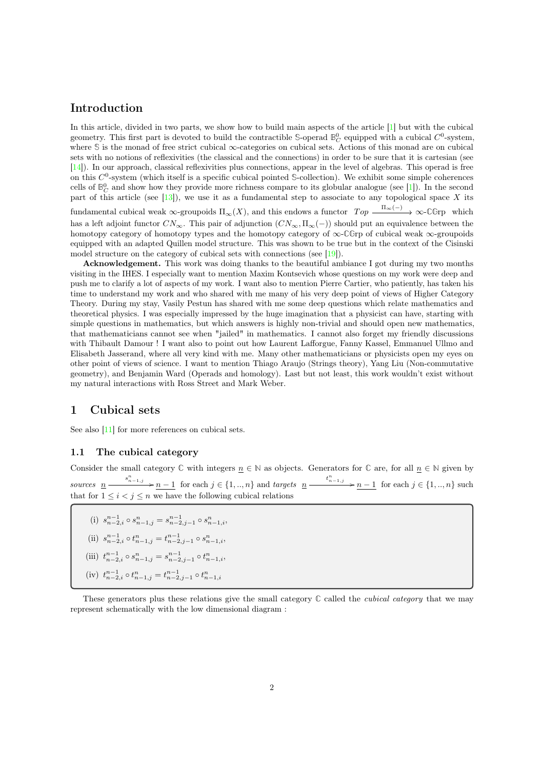## Introduction

In this article, divided in two parts, we show how to build main aspects of the article [1] but with the cubical geometry. This first part is devoted to build the contractible $\mathbb{S}$-operad $\mathbb{B}^0_C$ equipped with a cubical $C^0$-system, where $\mathbb{S}$ is the monad of free strict cubical $\infty$-categories on cubical sets. Actions of this monad are on cubical sets with no notions of reflexivities (the classical and the connections) in order to be sure that it is cartesian (see [14]). In our approach, classical reflexivities plus connections, appear in the level of algebras. This operad is free on this $C^0$-system (which itself is a specific cubical pointed $\mathbb{S}$-collection). We exhibit some simple coherences cells of $\mathbb{B}^0_C$ and show how they provide more richness compare to its globular analogue (see [1]). In the second part of this article (see [13]), we use it as a fundamental step to associate to any topological space $X$ its fundamental cubical weak $\infty$-groupoids $\Pi_\infty(X)$, and this endows a functor $Top \xrightarrow{\Pi_\infty(-)} \infty\text{-}\mathbb{C}\mathbb{G}\text{rp}$ which has a left adjoint functor $CN_\infty$. This pair of adjunction $(CN_\infty, \Pi_\infty(-))$ should put an equivalence between the homotopy category of homotopy types and the homotopy category of $\infty$-$\mathbb{C}\mathbb{G}$rp of cubical weak $\infty$-groupoids equipped with an adapted Quillen model structure. This was shown to be true but in the context of the Cisinski model structure on the category of cubical sets with connections (see [19]).

**Acknowledgement.** This work was doing thanks to the beautiful ambiance I got during my two months visiting in the IHES. I especially want to mention Maxim Kontsevich whose questions on my work were deep and push me to clarify a lot of aspects of my work. I want also to mention Pierre Cartier, who patiently, has taken his time to understand my work and who shared with me many of his very deep point of views of Higher Category Theory. During my stay, Vasily Pestun has shared with me some deep questions which relate mathematics and theoretical physics. I was especially impressed by the huge imagination that a physicist can have, starting with simple questions in mathematics, but which answers is highly non-trivial and should open new mathematics, that mathematicians cannot see when "jailed" in mathematics. I cannot also forget my friendly discussions with Thibault Damour ! I want also to point out how Laurent Lafforgue, Fanny Kassel, Emmanuel Ullmo and Elisabeth Jasserand, where all very kind with me. Many other mathematicians or physicists open my eyes on other point of views of science. I want to mention Thiago Araujo (Strings theory), Yang Liu (Non-commutative geometry), and Benjamin Ward (Operads and homology). Last but not least, this work wouldn't exist without my natural interactions with Ross Street and Mark Weber.

# 1 Cubical sets

See also [11] for more references on cubical sets.

## 1.1 The cubical category

Consider the small category $\mathbb{C}$ with integers $\underline{n} \in \mathbb{N}$ as objects. Generators for $\mathbb{C}$ are, for all $\underline{n} \in \mathbb{N}$ given by *sources* $\underline{n} \xrightarrow{s^n_{n-1,j}} \underline{n-1}$ for each $j \in \{1, .., n\}$ and *targets* $\underline{n} \xrightarrow{t^n_{n-1,j}} \underline{n-1}$ for each $j \in \{1, .., n\}$ such that for $1 \leq i < j \leq n$ we have the following cubical relations

(i) $s^{n-1}_{n-2,i} \circ s^n_{n-1,j} = s^{n-1}_{n-2,j-1} \circ s^n_{n-1,i}$,

(ii) $s^{n-1}_{n-2,i} \circ t^n_{n-1,j} = t^{n-1}_{n-2,j-1} \circ s^n_{n-1,i}$,

(iii) $t^{n-1}_{n-2,i} \circ s^n_{n-1,j} = s^{n-1}_{n-2,j-1} \circ t^n_{n-1,i}$,

(iv) $t^{n-1}_{n-2,i} \circ t^n_{n-1,j} = t^{n-1}_{n-2,j-1} \circ t^n_{n-1,i}$

These generators plus these relations give the small category $\mathbb{C}$ called the *cubical category* that we may represent schematically with the low dimensional diagram :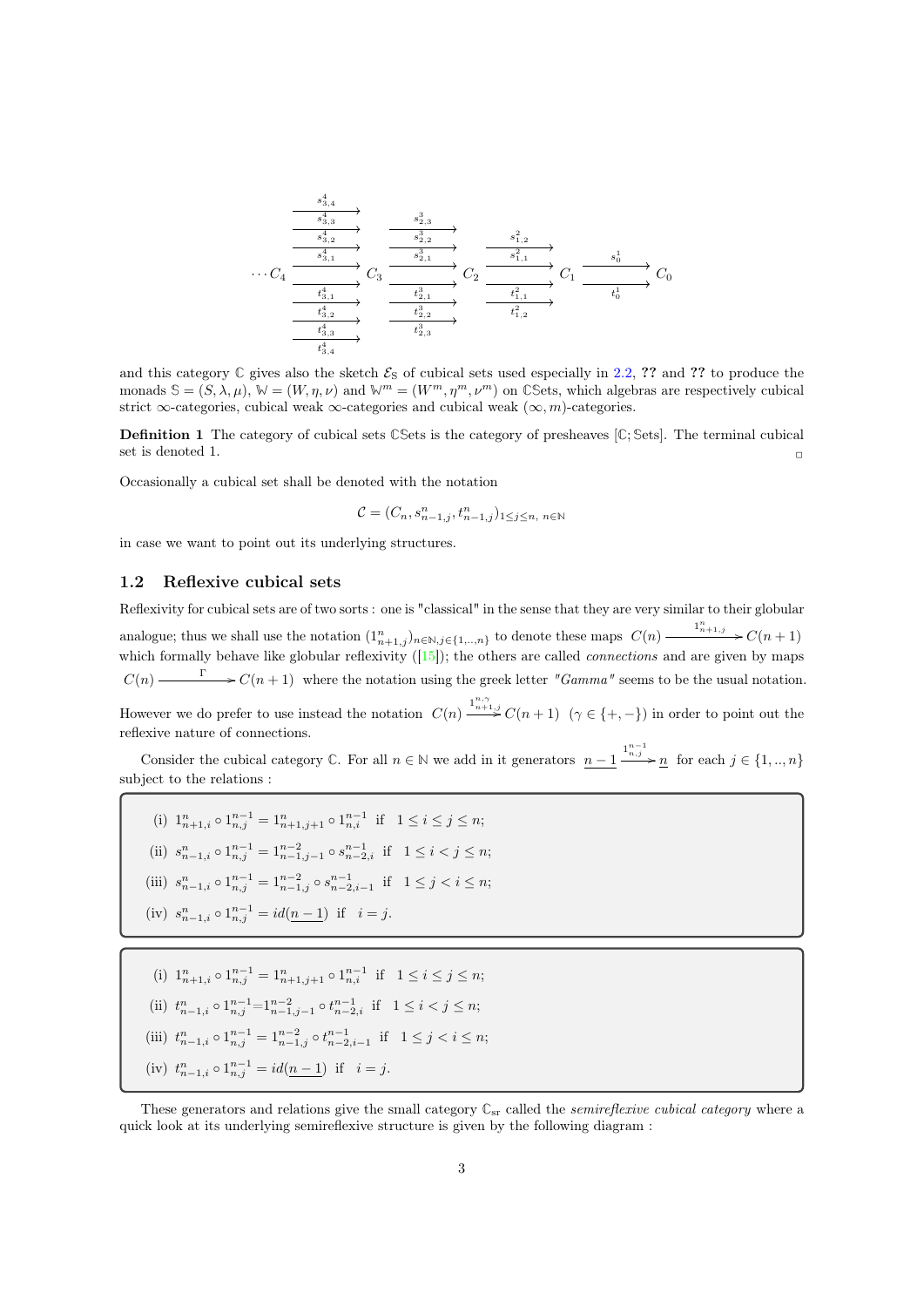$$
\cdots C_4 \overset{s^4_{3,4},\, s^4_{3,3},\, s^4_{3,2},\, s^4_{3,1}}{\underset{t^4_{3,1},\, t^4_{3,2},\, t^4_{3,3},\, t^4_{3,4}}{\rightrightarrows}} C_3 \overset{s^3_{2,3},\, s^3_{2,2},\, s^3_{2,1}}{\underset{t^3_{2,1},\, t^3_{2,2},\, t^3_{2,3}}{\rightrightarrows}} C_2 \overset{s^2_{1,2},\, s^2_{1,1}}{\underset{t^2_{1,1},\, t^2_{1,2}}{\rightrightarrows}} C_1 \overset{s^1_0}{\underset{t^1_0}{\rightrightarrows}} C_0
$$

and this category $\mathbb{C}$ gives also the sketch $\mathcal{E}_{\mathbb{S}}$ of cubical sets used especially in 2.2, ?? and ?? to produce the monads $\mathbb{S} = (S, \lambda, \mu)$, $\mathbb{W} = (W, \eta, \nu)$ and $\mathbb{W}^m = (W^m, \eta^m, \nu^m)$ on $\mathbb{C}\mathbb{S}$ets, which algebras are respectively cubical strict $\infty$-categories, cubical weak $\infty$-categories and cubical weak $(\infty, m)$-categories.

**Definition 1** The category of cubical sets $\mathbb{C}\mathbb{S}$ets is the category of presheaves $[\mathbb{C}; \mathbb{S}\text{ets}]$. The terminal cubical set is denoted 1. □

Occasionally a cubical set shall be denoted with the notation

$$\mathcal{C} = (C_n, s^n_{n-1,j}, t^n_{n-1,j})_{1 \leq j \leq n,\ n \in \mathbb{N}}$$

in case we want to point out its underlying structures.

## 1.2 Reflexive cubical sets

Reflexivity for cubical sets are of two sorts : one is "classical" in the sense that they are very similar to their globular analogue; thus we shall use the notation $(1^n_{n+1,j})_{n \in \mathbb{N}, j \in \{1,..,n\}}$ to denote these maps $C(n) \xrightarrow{1^n_{n+1,j}} C(n+1)$ which formally behave like globular reflexivity ([15]); the others are called *connections* and are given by maps $C(n) \xrightarrow{\Gamma} C(n+1)$ where the notation using the greek letter *"Gamma"* seems to be the usual notation. However we do prefer to use instead the notation $C(n) \xrightarrow{1^{n,\gamma}_{n+1,j}} C(n+1)$ $(\gamma \in \{+,-\})$ in order to point out the reflexive nature of connections.

Consider the cubical category $\mathbb{C}$. For all $n \in \mathbb{N}$ we add in it generators $\underline{n-1} \xrightarrow{1^{n-1}_{n,j}} \underline{n}$ for each $j \in \{1,..,n\}$ subject to the relations :

(i) $1^n_{n+1,i} \circ 1^{n-1}_{n,j} = 1^n_{n+1,j+1} \circ 1^{n-1}_{n,i}$ if $1 \leq i \leq j \leq n$;

(ii) $s^n_{n-1,i} \circ 1^{n-1}_{n,j} = 1^{n-2}_{n-1,j-1} \circ s^{n-1}_{n-2,i}$ if $1 \leq i < j \leq n$;

(iii) $s^n_{n-1,i} \circ 1^{n-1}_{n,j} = 1^{n-2}_{n-1,j} \circ s^{n-1}_{n-2,i-1}$ if $1 \leq j < i \leq n$;

(iv) $s^n_{n-1,i} \circ 1^{n-1}_{n,j} = id(\underline{n-1})$ if $i = j$.

(i) $1^n_{n+1,i} \circ 1^{n-1}_{n,j} = 1^n_{n+1,j+1} \circ 1^{n-1}_{n,i}$ if $1 \leq i \leq j \leq n$;

(ii) $t^n_{n-1,i} \circ 1^{n-1}_{n,j} = 1^{n-2}_{n-1,j-1} \circ t^{n-1}_{n-2,i}$ if $1 \leq i < j \leq n$;

(iii) $t^n_{n-1,i} \circ 1^{n-1}_{n,j} = 1^{n-2}_{n-1,j} \circ t^{n-1}_{n-2,i-1}$ if $1 \leq j < i \leq n$;

(iv) $t^n_{n-1,i} \circ 1^{n-1}_{n,j} = id(\underline{n-1})$ if $i = j$.

These generators and relations give the small category $\mathbb{C}_{\text{sr}}$ called the *semireflexive cubical category* where a quick look at its underlying semireflexive structure is given by the following diagram :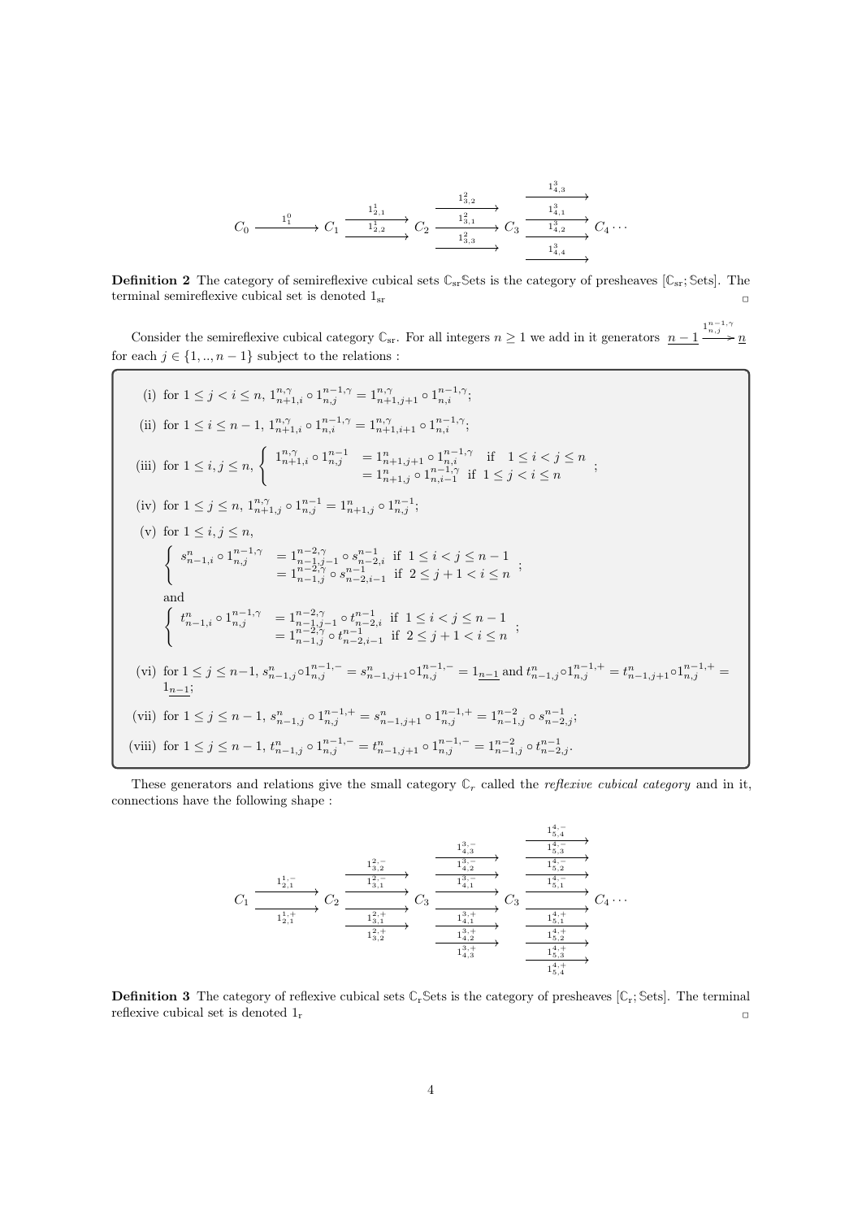$$C_0 \xrightarrow{1_1^0} C_1 \underset{1_{2,2}^1}{\overset{1_{2,1}^1}{\rightrightarrows}} C_2 \quad \xrightarrow{1_{3,2}^2},\ \xrightarrow{1_{3,1}^2},\ \xrightarrow{1_{3,3}^2} \quad C_3 \quad \xrightarrow{1_{4,3}^3},\ \xrightarrow{1_{4,1}^3},\ \xrightarrow{1_{4,2}^3},\ \xrightarrow{1_{4,4}^3} \quad C_4 \cdots$$

**Definition 2** The category of semireflexive cubical sets $\mathbb{C}_{\mathrm{sr}}\mathbb{S}\mathrm{ets}$ is the category of presheaves $[\mathbb{C}_{\mathrm{sr}};\mathbb{S}\mathrm{ets}]$. The terminal semireflexive cubical set is denoted $1_{\mathrm{sr}}$ ◻

Consider the semireflexive cubical category $\mathbb{C}_{\mathrm{sr}}$. For all integers $n \geq 1$ we add in it generators $\underline{n-1} \xrightarrow{1_{n,j}^{n-1,\gamma}} \underline{n}$ for each $j \in \{1,..,n-1\}$ subject to the relations :

(i) for $1 \leq j < i \leq n$, $1_{n+1,i}^{n,\gamma} \circ 1_{n,j}^{n-1,\gamma} = 1_{n+1,j+1}^{n,\gamma} \circ 1_{n,i}^{n-1,\gamma}$;

(ii) for $1 \leq i \leq n-1$, $1_{n+1,i}^{n,\gamma} \circ 1_{n,i}^{n-1,\gamma} = 1_{n+1,i+1}^{n,\gamma} \circ 1_{n,i}^{n-1,\gamma}$;

(iii) for $1 \leq i,j \leq n$, $\begin{cases} 1_{n+1,i}^{n,\gamma} \circ 1_{n,j}^{n-1} & = 1_{n+1,j+1}^{n} \circ 1_{n,i}^{n-1,\gamma} \quad \text{if} \quad 1 \leq i < j \leq n \\ & = 1_{n+1,j}^{n} \circ 1_{n,i-1}^{n-1,\gamma} \ \text{ if } \ 1 \leq j < i \leq n \end{cases}$ ;

(iv) for $1 \leq j \leq n$, $1_{n+1,j}^{n,\gamma} \circ 1_{n,j}^{n-1} = 1_{n+1,j}^{n} \circ 1_{n,j}^{n-1}$;

(v) for $1 \leq i,j \leq n$,

$$\begin{cases} s_{n-1,i}^{n} \circ 1_{n,j}^{n-1,\gamma} & = 1_{n-1,j-1}^{n-2,\gamma} \circ s_{n-2,i}^{n-1} \ \text{ if } \ 1 \leq i < j \leq n-1 \\ & = 1_{n-1,j}^{n-2,\gamma} \circ s_{n-2,i-1}^{n-1} \ \text{ if } \ 2 \leq j+1 < i \leq n \end{cases};$$

and

$$\begin{cases} t_{n-1,i}^{n} \circ 1_{n,j}^{n-1,\gamma} & = 1_{n-1,j-1}^{n-2,\gamma} \circ t_{n-2,i}^{n-1} \ \text{ if } \ 1 \leq i < j \leq n-1 \\ & = 1_{n-1,j}^{n-2,\gamma} \circ t_{n-2,i-1}^{n-1} \ \text{ if } \ 2 \leq j+1 < i \leq n \end{cases};$$

(vi) for $1 \leq j \leq n-1$, $s_{n-1,j}^{n} \circ 1_{n,j}^{n-1,-} = s_{n-1,j+1}^{n} \circ 1_{n,j}^{n-1,-} = 1_{\underline{n-1}}$ and $t_{n-1,j}^{n} \circ 1_{n,j}^{n-1,+} = t_{n-1,j+1}^{n} \circ 1_{n,j}^{n-1,+} = 1_{\underline{n-1}}$;

(vii) for $1 \leq j \leq n-1$, $s_{n-1,j}^{n} \circ 1_{n,j}^{n-1,+} = s_{n-1,j+1}^{n} \circ 1_{n,j}^{n-1,+} = 1_{n-1,j}^{n-2} \circ s_{n-2,j}^{n-1}$;

(viii) for $1 \leq j \leq n-1$, $t_{n-1,j}^{n} \circ 1_{n,j}^{n-1,-} = t_{n-1,j+1}^{n} \circ 1_{n,j}^{n-1,-} = 1_{n-1,j}^{n-2} \circ t_{n-2,j}^{n-1}$.

These generators and relations give the small category $\mathbb{C}_r$ called the *reflexive cubical category* and in it, connections have the following shape :

$$C_1 \underset{1_{2,1}^{1,+}}{\overset{1_{2,1}^{1,-}}{\rightrightarrows}} C_2 \quad \xrightarrow{1_{3,2}^{2,-}},\ \xrightarrow{1_{3,1}^{2,-}},\ \xrightarrow{1_{3,1}^{2,+}},\ \xrightarrow{1_{3,2}^{2,+}} \quad C_3 \quad \xrightarrow{1_{4,3}^{3,-}},\ \xrightarrow{1_{4,2}^{3,-}},\ \xrightarrow{1_{4,1}^{3,-}},\ \xrightarrow{1_{4,1}^{3,+}},\ \xrightarrow{1_{4,2}^{3,+}},\ \xrightarrow{1_{4,3}^{3,+}} \quad C_3 \quad \xrightarrow{1_{5,4}^{4,-}},\ \xrightarrow{1_{5,3}^{4,-}},\ \xrightarrow{1_{5,2}^{4,-}},\ \xrightarrow{1_{5,1}^{4,-}},\ \xrightarrow{1_{5,1}^{4,+}},\ \xrightarrow{1_{5,2}^{4,+}},\ \xrightarrow{1_{5,3}^{4,+}},\ \xrightarrow{1_{5,4}^{4,+}} \quad C_4 \cdots$$

**Definition 3** The category of reflexive cubical sets $\mathbb{C}_{\mathrm{r}}\mathbb{S}\mathrm{ets}$ is the category of presheaves $[\mathbb{C}_{\mathrm{r}};\mathbb{S}\mathrm{ets}]$. The terminal reflexive cubical set is denoted $1_{\mathrm{r}}$ ◻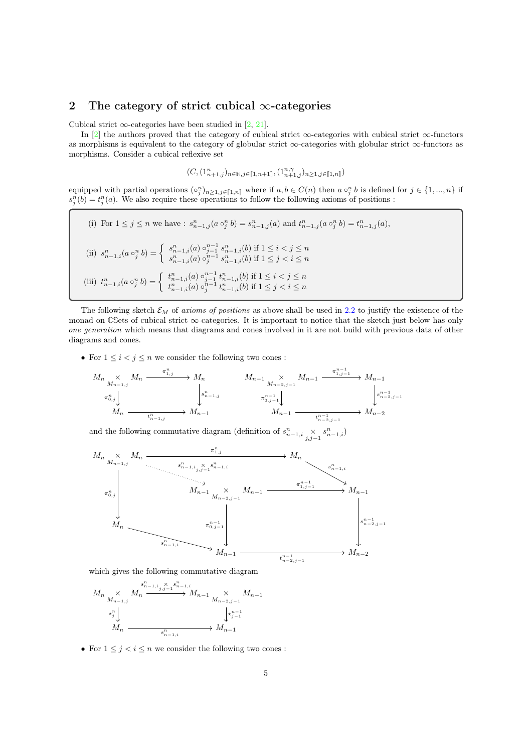## 2 The category of strict cubical $\infty$-categories

Cubical strict $\infty$-categories have been studied in [2, 21].

In [2] the authors proved that the category of cubical strict $\infty$-categories with cubical strict $\infty$-functors as morphisms is equivalent to the category of globular strict $\infty$-categories with globular strict $\infty$-functors as morphisms. Consider a cubical reflexive set

$$(C, (1^n_{n+1,j})_{n\in\mathbb{N}, j\in[\![1,n+1]\!]}, (1^{n,\gamma}_{n+1,j})_{n\geq 1, j\in[\![1,n]\!]})$$

equipped with partial operations $(\circ^n_j)_{n\geq 1, j\in[\![1,n]\!]}$ where if $a, b \in C(n)$ then $a \circ^n_j b$ is defined for $j \in \{1, ..., n\}$ if $s^n_j(b) = t^n_j(a)$. We also require these operations to follow the following axioms of positions :

(i) For $1 \leq j \leq n$ we have : $s^n_{n-1,j}(a \circ^n_j b) = s^n_{n-1,j}(a)$ and $t^n_{n-1,j}(a \circ^n_j b) = t^n_{n-1,j}(a)$,

(ii) $s^n_{n-1,i}(a \circ^n_j b) = \begin{cases} s^n_{n-1,i}(a) \circ^{n-1}_{j-1} s^n_{n-1,i}(b) \text{ if } 1 \leq i < j \leq n \\ s^n_{n-1,i}(a) \circ^{n-1}_{j} s^n_{n-1,i}(b) \text{ if } 1 \leq j < i \leq n \end{cases}$

(iii) $t^n_{n-1,i}(a \circ^n_j b) = \begin{cases} t^n_{n-1,i}(a) \circ^{n-1}_{j-1} t^n_{n-1,i}(b) \text{ if } 1 \leq i < j \leq n \\ t^n_{n-1,i}(a) \circ^{n-1}_{j} t^n_{n-1,i}(b) \text{ if } 1 \leq j < i \leq n \end{cases}$

The following sketch $\mathcal{E}_M$ of *axioms of positions* as above shall be used in 2.2 to justify the existence of the monad on $\mathbb{C}\mathbb{S}$ets of cubical strict $\infty$-categories. It is important to notice that the sketch just below has only *one generation* which means that diagrams and cones involved in it are not build with previous data of other diagrams and cones.

- For $1 \leq i < j \leq n$ we consider the following two cones :

$$\begin{array}{ccc} M_n \underset{M_{n-1,j}}{\times} M_n & \xrightarrow{\pi^n_{1,j}} & M_n \\ \downarrow{\scriptstyle \pi^n_{0,j}} & & \downarrow{\scriptstyle s^n_{n-1,j}} \\ M_n & \xrightarrow{t^n_{n-1,j}} & M_{n-1} \end{array} \qquad \begin{array}{ccc} M_{n-1} \underset{M_{n-2,j-1}}{\times} M_{n-1} & \xrightarrow{\pi^{n-1}_{1,j-1}} & M_{n-1} \\ \downarrow{\scriptstyle \pi^{n-1}_{0,j-1}} & & \downarrow{\scriptstyle s^{n-1}_{n-2,j-1}} \\ M_{n-1} & \xrightarrow{t^{n-1}_{n-2,j-1}} & M_{n-2} \end{array}$$

and the following commutative diagram (definition of $s^n_{n-1,i} \underset{j,j-1}{\times} s^n_{n-1,i}$)

$$\begin{array}{ccccc} M_n \underset{M_{n-1,j}}{\times} M_n & & \xrightarrow{\pi^n_{1,j}} & & M_n \\ & \overset{s^n_{n-1,i} \underset{j,j-1}{\times} s^n_{n-1,i}}{\searrow} & & & \downarrow{\scriptstyle s^n_{n-1,i}} \\ \downarrow{\scriptstyle \pi^n_{0,j}} & & M_{n-1} \underset{M_{n-2,j-1}}{\times} M_{n-1} & \xrightarrow{\pi^{n-1}_{1,j-1}} & M_{n-1} \\ & & \downarrow{\scriptstyle \pi^{n-1}_{0,j-1}} & & \downarrow{\scriptstyle s^{n-1}_{n-2,j-1}} \\ M_n & \xrightarrow{s^n_{n-1,i}} & M_{n-1} & \xrightarrow{t^{n-1}_{n-2,j-1}} & M_{n-2} \end{array}$$

which gives the following commutative diagram

$$\begin{array}{ccc} M_n \underset{M_{n-1,j}}{\times} M_n & \xrightarrow{s^n_{n-1,i} \underset{j,j-1}{\times} s^n_{n-1,i}} & M_{n-1} \underset{M_{n-2,j-1}}{\times} M_{n-1} \\ \downarrow{\scriptstyle \star^n_j} & & \downarrow{\scriptstyle \star^{n-1}_{j-1}} \\ M_n & \xrightarrow{s^n_{n-1,i}} & M_{n-1} \end{array}$$

- For $1 \leq j < i \leq n$ we consider the following two cones :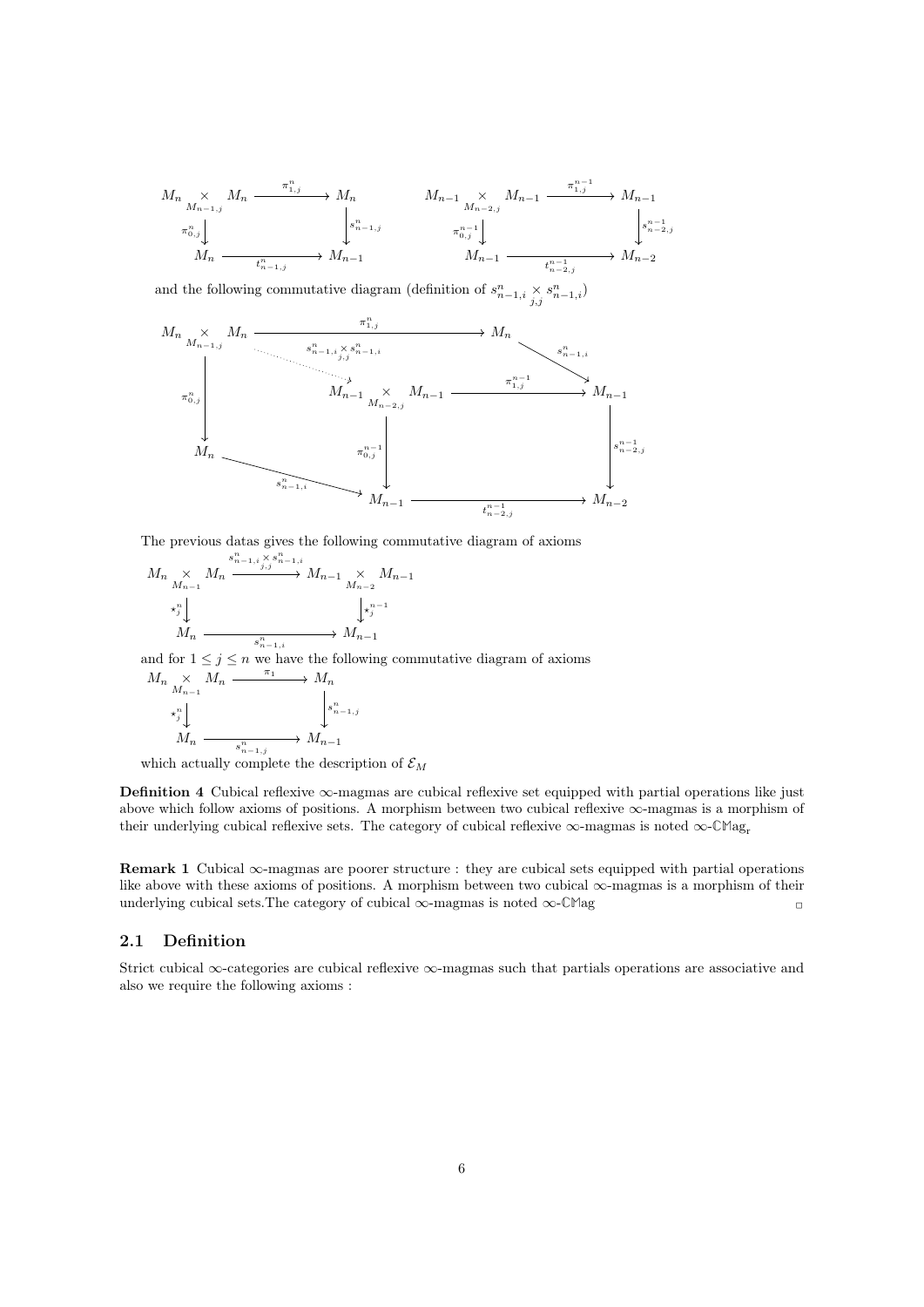$$
\begin{array}{ccc}
M_n \underset{M_{n-1,j}}{\times} M_n & \xrightarrow{\pi^n_{1,j}} & M_n \\
\Big\downarrow{\scriptstyle \pi^n_{0,j}} & & \Big\downarrow{\scriptstyle s^n_{n-1,j}} \\
M_n & \xrightarrow[t^n_{n-1,j}]{} & M_{n-1}
\end{array}
\qquad
\begin{array}{ccc}
M_{n-1} \underset{M_{n-2,j}}{\times} M_{n-1} & \xrightarrow{\pi^{n-1}_{1,j}} & M_{n-1} \\
\Big\downarrow{\scriptstyle \pi^{n-1}_{0,j}} & & \Big\downarrow{\scriptstyle s^{n-1}_{n-2,j}} \\
M_{n-1} & \xrightarrow[t^{n-1}_{n-2,j}]{} & M_{n-2}
\end{array}
$$

and the following commutative diagram (definition of $s^n_{n-1,i} \underset{j,j}{\times} s^n_{n-1,i}$)

$$
\begin{array}{ccccc}
M_n \underset{M_{n-1,j}}{\times} M_n & & \xrightarrow{\pi^n_{1,j}} & & M_n \\
 & \searrow{\scriptstyle s^n_{n-1,i} \underset{j,j}{\times} s^n_{n-1,i}} & & & \searrow{\scriptstyle s^n_{n-1,i}} \\
\Big\downarrow{\scriptstyle \pi^n_{0,j}} & & M_{n-1} \underset{M_{n-2,j}}{\times} M_{n-1} & \xrightarrow{\pi^{n-1}_{1,j}} & M_{n-1} \\
 & & \Big\downarrow{\scriptstyle \pi^{n-1}_{0,j}} & & \Big\downarrow{\scriptstyle s^{n-1}_{n-2,j}} \\
M_n & \xrightarrow{s^n_{n-1,i}} & M_{n-1} & \xrightarrow[t^{n-1}_{n-2,j}]{} & M_{n-2}
\end{array}
$$

The previous datas gives the following commutative diagram of axioms

$$
\begin{array}{ccc}
M_n \underset{M_{n-1}}{\times} M_n & \xrightarrow{s^n_{n-1,i} \underset{j,j}{\times} s^n_{n-1,i}} & M_{n-1} \underset{M_{n-2}}{\times} M_{n-1} \\
\Big\downarrow{\scriptstyle \star^n_j} & & \Big\downarrow{\scriptstyle \star^{n-1}_j} \\
M_n & \xrightarrow[s^n_{n-1,i}]{} & M_{n-1}
\end{array}
$$

and for $1 \leq j \leq n$ we have the following commutative diagram of axioms

$$
\begin{array}{ccc}
M_n \underset{M_{n-1}}{\times} M_n & \xrightarrow{\pi_1} & M_n \\
\Big\downarrow{\scriptstyle \star^n_j} & & \Big\downarrow{\scriptstyle s^n_{n-1,j}} \\
M_n & \xrightarrow[s^n_{n-1,j}]{} & M_{n-1}
\end{array}
$$

which actually complete the description of $\mathcal{E}_M$

**Definition 4** Cubical reflexive $\infty$-magmas are cubical reflexive set equipped with partial operations like just above which follow axioms of positions. A morphism between two cubical reflexive $\infty$-magmas is a morphism of their underlying cubical reflexive sets. The category of cubical reflexive $\infty$-magmas is noted $\infty$-$\mathbb{C}\mathbb{M}\text{ag}_{\text{r}}$

**Remark 1** Cubical $\infty$-magmas are poorer structure : they are cubical sets equipped with partial operations like above with these axioms of positions. A morphism between two cubical $\infty$-magmas is a morphism of their underlying cubical sets.The category of cubical $\infty$-magmas is noted $\infty$-$\mathbb{C}\mathbb{M}\text{ag}$ □

## 2.1 Definition

Strict cubical $\infty$-categories are cubical reflexive $\infty$-magmas such that partials operations are associative and also we require the following axioms :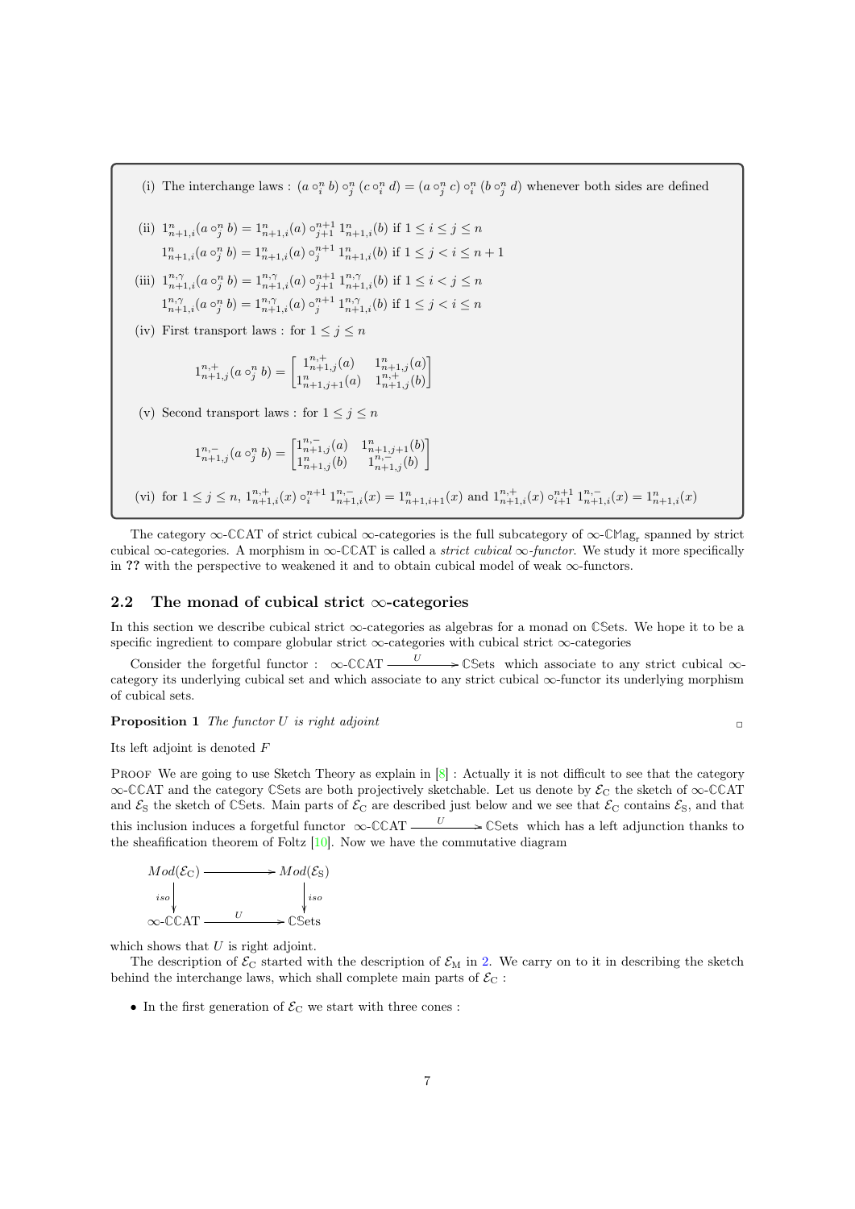(i) The interchange laws : $(a \circ_i^n b) \circ_j^n (c \circ_i^n d) = (a \circ_j^n c) \circ_i^n (b \circ_j^n d)$ whenever both sides are defined

(ii) $1^n_{n+1,i}(a \circ_j^n b) = 1^n_{n+1,i}(a) \circ_{j+1}^{n+1} 1^n_{n+1,i}(b)$ if $1 \leq i \leq j \leq n$

$1^n_{n+1,i}(a \circ_j^n b) = 1^n_{n+1,i}(a) \circ_{j}^{n+1} 1^n_{n+1,i}(b)$ if $1 \leq j < i \leq n+1$

(iii) $1^{n,\gamma}_{n+1,i}(a \circ_j^n b) = 1^{n,\gamma}_{n+1,i}(a) \circ_{j+1}^{n+1} 1^{n,\gamma}_{n+1,i}(b)$ if $1 \leq i < j \leq n$

$1^{n,\gamma}_{n+1,i}(a \circ_j^n b) = 1^{n,\gamma}_{n+1,i}(a) \circ_{j}^{n+1} 1^{n,\gamma}_{n+1,i}(b)$ if $1 \leq j < i \leq n$

(iv) First transport laws : for $1 \leq j \leq n$

$$1^{n,+}_{n+1,j}(a \circ_j^n b) = \begin{bmatrix} 1^{n,+}_{n+1,j}(a) & 1^n_{n+1,j}(a) \\ 1^n_{n+1,j+1}(a) & 1^{n,+}_{n+1,j}(b) \end{bmatrix}$$

(v) Second transport laws : for $1 \leq j \leq n$

$$1^{n,-}_{n+1,j}(a \circ_j^n b) = \begin{bmatrix} 1^{n,-}_{n+1,j}(a) & 1^n_{n+1,j+1}(b) \\ 1^n_{n+1,j}(b) & 1^{n,-}_{n+1,j}(b) \end{bmatrix}$$

(vi) for $1 \leq j \leq n$, $1^{n,+}_{n+1,i}(x) \circ_i^{n+1} 1^{n,-}_{n+1,i}(x) = 1^n_{n+1,i+1}(x)$ and $1^{n,+}_{n+1,i}(x) \circ_{i+1}^{n+1} 1^{n,-}_{n+1,i}(x) = 1^n_{n+1,i}(x)$

The category $\infty$-$\mathbb{C}$CAT of strict cubical $\infty$-categories is the full subcategory of $\infty$-$\mathbb{C}\mathbb{M}\mathrm{ag}_{\mathrm{r}}$ spanned by strict cubical $\infty$-categories. A morphism in $\infty$-$\mathbb{C}$CAT is called a *strict cubical $\infty$-functor*. We study it more specifically in **??** with the perspective to weakened it and to obtain cubical model of weak $\infty$-functors.

## 2.2 The monad of cubical strict $\infty$-categories

In this section we describe cubical strict $\infty$-categories as algebras for a monad on $\mathbb{C}$Sets. We hope it to be a specific ingredient to compare globular strict $\infty$-categories with cubical strict $\infty$-categories

Consider the forgetful functor : $\infty\text{-}\mathbb{C}\mathrm{CAT} \xrightarrow{\ U\ } \mathbb{C}\mathrm{Sets}$ which associate to any strict cubical $\infty$-category its underlying cubical set and which associate to any strict cubical $\infty$-functor its underlying morphism of cubical sets.

**Proposition 1** *The functor $U$ is right adjoint*

Its left adjoint is denoted $F$

PROOF We are going to use Sketch Theory as explain in [8] : Actually it is not difficult to see that the category $\infty$-$\mathbb{C}$CAT and the category $\mathbb{C}$Sets are both projectively sketchable. Let us denote by $\mathcal{E}_{\mathrm{C}}$ the sketch of $\infty$-$\mathbb{C}$CAT and $\mathcal{E}_{\mathrm{S}}$ the sketch of $\mathbb{C}$Sets. Main parts of $\mathcal{E}_{\mathrm{C}}$ are described just below and we see that $\mathcal{E}_{\mathrm{C}}$ contains $\mathcal{E}_{\mathrm{S}}$, and that this inclusion induces a forgetful functor $\infty\text{-}\mathbb{C}\mathrm{CAT} \xrightarrow{\ U\ } \mathbb{C}\mathrm{Sets}$ which has a left adjunction thanks to the sheafification theorem of Foltz [10]. Now we have the commutative diagram

$$\begin{array}{ccc} Mod(\mathcal{E}_{\mathrm{C}}) & \longrightarrow & Mod(\mathcal{E}_{\mathrm{S}}) \\ \downarrow{\scriptstyle iso} & & \downarrow{\scriptstyle iso} \\ \infty\text{-}\mathbb{C}\mathrm{CAT} & \xrightarrow{\ U\ } & \mathbb{C}\mathrm{Sets} \end{array}$$

which shows that $U$ is right adjoint.

The description of $\mathcal{E}_{\mathrm{C}}$ started with the description of $\mathcal{E}_{\mathrm{M}}$ in 2. We carry on to it in describing the sketch behind the interchange laws, which shall complete main parts of $\mathcal{E}_{\mathrm{C}}$ :

- In the first generation of $\mathcal{E}_{\mathrm{C}}$ we start with three cones :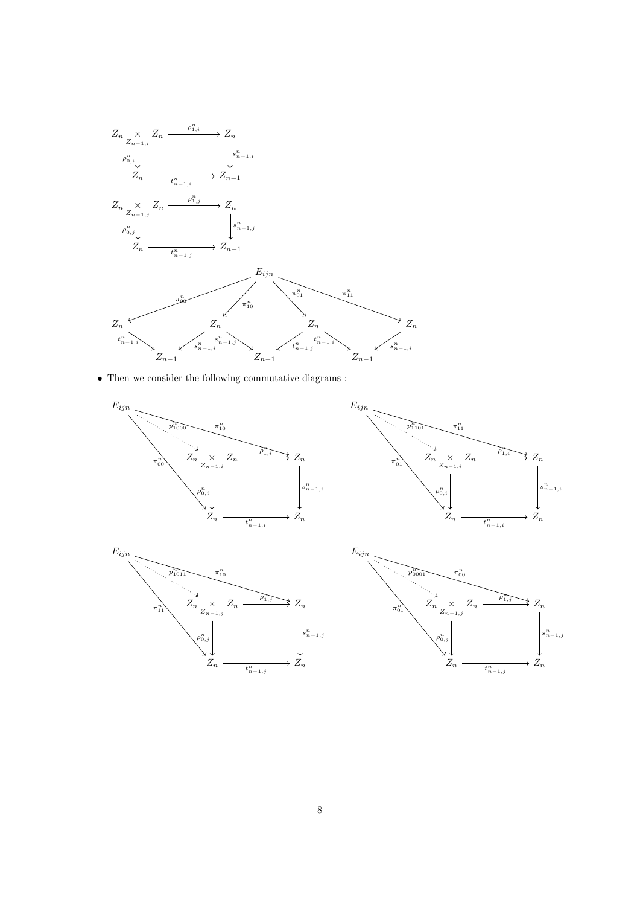$$\begin{array}{ccc} Z_n \underset{Z_{n-1,i}}{\times} Z_n & \xrightarrow{\rho^n_{1,i}} & Z_n \\ \rho^n_{0,i} \downarrow & & \downarrow s^n_{n-1,i} \\ Z_n & \xrightarrow[t^n_{n-1,i}]{} & Z_{n-1} \end{array}$$

$$\begin{array}{ccc} Z_n \underset{Z_{n-1,j}}{\times} Z_n & \xrightarrow{\rho^n_{1,j}} & Z_n \\ \rho^n_{0,j} \downarrow & & \downarrow s^n_{n-1,j} \\ Z_n & \xrightarrow[t^n_{n-1,j}]{} & Z_{n-1} \end{array}$$

$$E_{ijn} \xrightarrow{\pi^n_{00}} Z_n, \quad E_{ijn} \xrightarrow{\pi^n_{10}} Z_n, \quad E_{ijn} \xrightarrow{\pi^n_{01}} Z_n, \quad E_{ijn} \xrightarrow{\pi^n_{11}} Z_n$$

$$Z_n \xrightarrow{t^n_{n-1,i}} Z_{n-1} \xleftarrow{s^n_{n-1,i}} Z_n \xrightarrow{s^n_{n-1,j}} Z_{n-1} \xleftarrow{t^n_{n-1,j}} Z_n \xrightarrow{t^n_{n-1,i}} Z_{n-1} \xleftarrow{s^n_{n-1,i}} Z_n$$

- Then we consider the following commutative diagrams :

$$\begin{array}{ccc} E_{ijn} \overset{p^n_{1000}}{\dashrightarrow} Z_n \underset{Z_{n-1,i}}{\times} Z_n & \xrightarrow{\rho^n_{1,i}} & Z_n \\ \rho^n_{0,i} \downarrow & & \downarrow s^n_{n-1,i} \\ Z_n & \xrightarrow[t^n_{n-1,i}]{} & Z_n \end{array} \qquad E_{ijn} \xrightarrow{\pi^n_{10}} Z_n, \quad E_{ijn} \xrightarrow{\pi^n_{00}} Z_n$$

$$\begin{array}{ccc} E_{ijn} \overset{p^n_{1101}}{\dashrightarrow} Z_n \underset{Z_{n-1,i}}{\times} Z_n & \xrightarrow{\rho^n_{1,i}} & Z_n \\ \rho^n_{0,i} \downarrow & & \downarrow s^n_{n-1,i} \\ Z_n & \xrightarrow[t^n_{n-1,i}]{} & Z_n \end{array} \qquad E_{ijn} \xrightarrow{\pi^n_{11}} Z_n, \quad E_{ijn} \xrightarrow{\pi^n_{01}} Z_n$$

$$\begin{array}{ccc} E_{ijn} \overset{p^n_{1011}}{\dashrightarrow} Z_n \underset{Z_{n-1,j}}{\times} Z_n & \xrightarrow{\rho^n_{1,j}} & Z_n \\ \rho^n_{0,j} \downarrow & & \downarrow s^n_{n-1,j} \\ Z_n & \xrightarrow[t^n_{n-1,j}]{} & Z_n \end{array} \qquad E_{ijn} \xrightarrow{\pi^n_{10}} Z_n, \quad E_{ijn} \xrightarrow{\pi^n_{11}} Z_n$$

$$\begin{array}{ccc} E_{ijn} \overset{p^n_{0001}}{\dashrightarrow} Z_n \underset{Z_{n-1,j}}{\times} Z_n & \xrightarrow{\rho^n_{1,j}} & Z_n \\ \rho^n_{0,j} \downarrow & & \downarrow s^n_{n-1,j} \\ Z_n & \xrightarrow[t^n_{n-1,j}]{} & Z_n \end{array} \qquad E_{ijn} \xrightarrow{\pi^n_{00}} Z_n, \quad E_{ijn} \xrightarrow{\pi^n_{01}} Z_n$$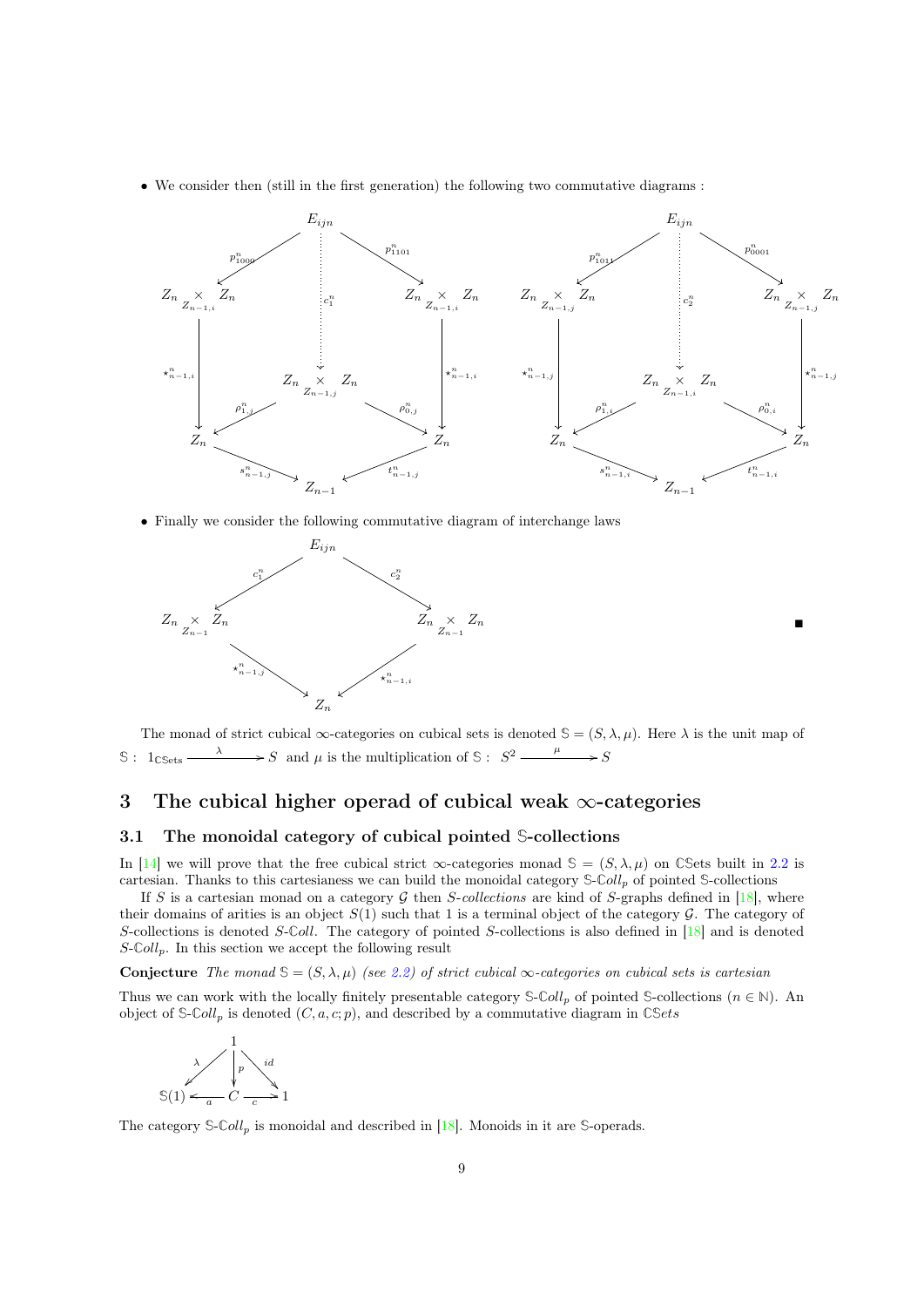- We consider then (still in the first generation) the following two commutative diagrams :

$$
\begin{array}{ccc}
 & E_{ijn} & \\
Z_n \underset{Z_{n-1,i}}{\times} Z_n \xleftarrow{p^n_{1000}} & \overset{c^n_1}{\cdots\to} Z_n \underset{Z_{n-1,j}}{\times} Z_n & \xrightarrow{p^n_{1101}} Z_n \underset{Z_{n-1,i}}{\times} Z_n \\
\downarrow \star^n_{n-1,i} & \rho^n_{1,j} \swarrow \quad \searrow \rho^n_{0,j} & \downarrow \star^n_{n-1,i} \\
Z_n & & Z_n \\
 & s^n_{n-1,j} \searrow \quad Z_{n-1} \quad \swarrow t^n_{n-1,j} &
\end{array}
\qquad
\begin{array}{ccc}
 & E_{ijn} & \\
Z_n \underset{Z_{n-1,j}}{\times} Z_n \xleftarrow{p^n_{1011}} & \overset{c^n_2}{\cdots\to} Z_n \underset{Z_{n-1,i}}{\times} Z_n & \xrightarrow{p^n_{0001}} Z_n \underset{Z_{n-1,j}}{\times} Z_n \\
\downarrow \star^n_{n-1,j} & \rho^n_{1,i} \swarrow \quad \searrow \rho^n_{0,i} & \downarrow \star^n_{n-1,j} \\
Z_n & & Z_n \\
 & s^n_{n-1,i} \searrow \quad Z_{n-1} \quad \swarrow t^n_{n-1,i} &
\end{array}
$$

- Finally we consider the following commutative diagram of interchange laws

$$
\begin{array}{ccc}
 & E_{ijn} & \\
 c^n_1 \swarrow & & \searrow c^n_2 \\
Z_n \underset{Z_{n-1}}{\times} Z_n & & Z_n \underset{Z_{n-1}}{\times} Z_n \\
 \star^n_{n-1,j} \searrow & & \swarrow \star^n_{n-1,i} \\
 & Z_n &
\end{array}
$$

■

The monad of strict cubical $\infty$-categories on cubical sets is denoted $\mathbb{S} = (S, \lambda, \mu)$. Here $\lambda$ is the unit map of $\mathbb{S}$ : $1_{\mathbb{C}\mathbb{S}\text{ets}} \xrightarrow{\lambda} S$ and $\mu$ is the multiplication of $\mathbb{S}$ : $S^2 \xrightarrow{\mu} S$

# 3 The cubical higher operad of cubical weak $\infty$-categories

## 3.1 The monoidal category of cubical pointed $\mathbb{S}$-collections

In [14] we will prove that the free cubical strict $\infty$-categories monad $\mathbb{S} = (S, \lambda, \mu)$ on $\mathbb{C}\mathbb{S}$ets built in 2.2 is cartesian. Thanks to this cartesianess we can build the monoidal category $\mathbb{S}$-$\mathbb{C}oll_p$ of pointed $\mathbb{S}$-collections

If $S$ is a cartesian monad on a category $\mathcal{G}$ then *S-collections* are kind of $S$-graphs defined in [18], where their domains of arities is an object $S(1)$ such that 1 is a terminal object of the category $\mathcal{G}$. The category of $S$-collections is denoted $S$-$\mathbb{C}oll$. The category of pointed $S$-collections is also defined in [18] and is denoted $S$-$\mathbb{C}oll_p$. In this section we accept the following result

**Conjecture** *The monad $\mathbb{S} = (S, \lambda, \mu)$ (see 2.2) of strict cubical $\infty$-categories on cubical sets is cartesian*

Thus we can work with the locally finitely presentable category $\mathbb{S}$-$\mathbb{C}oll_p$ of pointed $\mathbb{S}$-collections ($n \in \mathbb{N}$). An object of $\mathbb{S}$-$\mathbb{C}oll_p$ is denoted $(C, a, c; p)$, and described by a commutative diagram in $\mathbb{C}\mathbb{S}ets$

$$
\begin{array}{ccc}
 & 1 & \\
 \lambda \swarrow & \downarrow p & \searrow id \\
\mathbb{S}(1) \xleftarrow{a} & C & \xrightarrow{c} 1
\end{array}
$$

The category $\mathbb{S}$-$\mathbb{C}oll_p$ is monoidal and described in [18]. Monoids in it are $\mathbb{S}$-operads.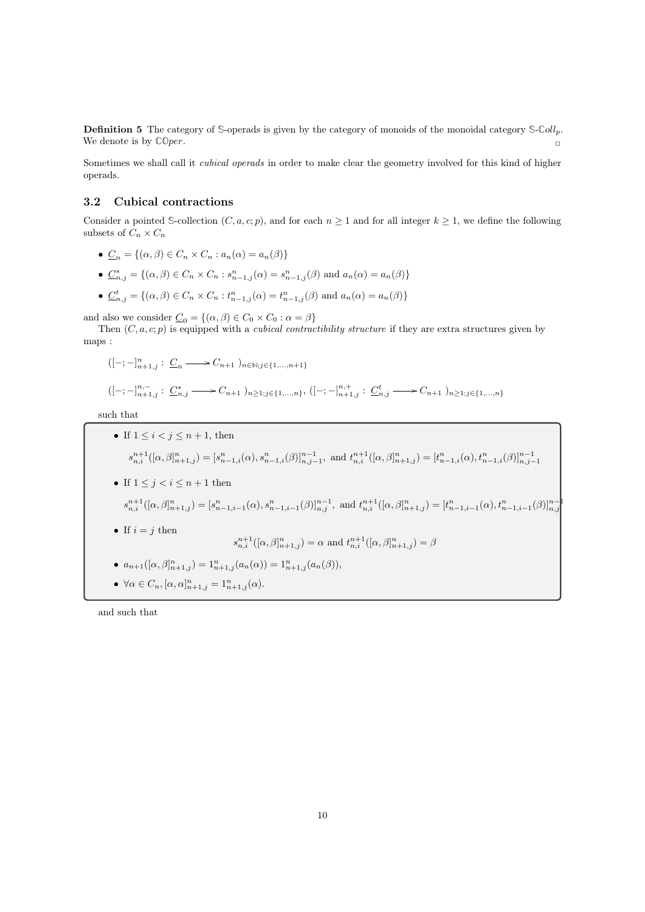**Definition 5** The category of $\mathbb{S}$-operads is given by the category of monoids of the monoidal category $\mathbb{S}\text{-}\mathbb{C}oll_p$. We denote is by $\mathbb{C}\mathbb{O}per$. $\square$

Sometimes we shall call it *cubical operads* in order to make clear the geometry involved for this kind of higher operads.

## 3.2 Cubical contractions

Consider a pointed $\mathbb{S}$-collection $(C, a, c; p)$, and for each $n \geq 1$ and for all integer $k \geq 1$, we define the following subsets of $C_n \times C_n$

- $\underline{C}_n = \{(\alpha, \beta) \in C_n \times C_n : a_n(\alpha) = a_n(\beta)\}$
- $\underline{C}^s_{n,j} = \{(\alpha, \beta) \in C_n \times C_n : s^n_{n-1,j}(\alpha) = s^n_{n-1,j}(\beta) \text{ and } a_n(\alpha) = a_n(\beta)\}$
- $\underline{C}^t_{n,j} = \{(\alpha, \beta) \in C_n \times C_n : t^n_{n-1,j}(\alpha) = t^n_{n-1,j}(\beta) \text{ and } a_n(\alpha) = a_n(\beta)\}$

and also we consider $\underline{C}_0 = \{(\alpha, \beta) \in C_0 \times C_0 : \alpha = \beta\}$

Then $(C, a, c; p)$ is equipped with a *cubical contractibility structure* if they are extra structures given by maps :

$$([-;-]^n_{n+1,j} : \underline{C}_n \longrightarrow C_{n+1})_{n \in \mathbb{N}; j \in \{1,\ldots,n+1\}}$$

$$([-;-]^{n,-}_{n+1,j} : \underline{C}^s_{n,j} \longrightarrow C_{n+1})_{n \geq 1; j \in \{1,\ldots,n\}}, \ ([-;-]^{n,+}_{n+1,j} : \underline{C}^t_{n,j} \longrightarrow C_{n+1})_{n \geq 1; j \in \{1,\ldots,n\}}$$

such that

- If $1 \leq i < j \leq n+1$, then

$$s^{n+1}_{n,i}([\alpha,\beta]^n_{n+1,j}) = [s^n_{n-1,i}(\alpha), s^n_{n-1,i}(\beta)]^{n-1}_{n,j-1}, \text{ and } t^{n+1}_{n,i}([\alpha,\beta]^n_{n+1,j}) = [t^n_{n-1,i}(\alpha), t^n_{n-1,i}(\beta)]^{n-1}_{n,j-1}$$

- If $1 \leq j < i \leq n+1$ then

$$s^{n+1}_{n,i}([\alpha,\beta]^n_{n+1,j}) = [s^n_{n-1,i-1}(\alpha), s^n_{n-1,i-1}(\beta)]^{n-1}_{n,j}, \text{ and } t^{n+1}_{n,i}([\alpha,\beta]^n_{n+1,j}) = [t^n_{n-1,i-1}(\alpha), t^n_{n-1,i-1}(\beta)]^{n-1}_{n,j}$$

- If $i = j$ then

$$s^{n+1}_{n,i}([\alpha,\beta]^n_{n+1,j}) = \alpha \text{ and } t^{n+1}_{n,i}([\alpha,\beta]^n_{n+1,j}) = \beta$$

- $a_{n+1}([\alpha,\beta]^n_{n+1,j}) = 1^n_{n+1,j}(a_n(\alpha)) = 1^n_{n+1,j}(a_n(\beta))$,
- $\forall \alpha \in C_n, [\alpha,\alpha]^n_{n+1,j} = 1^n_{n+1,j}(\alpha)$.

and such that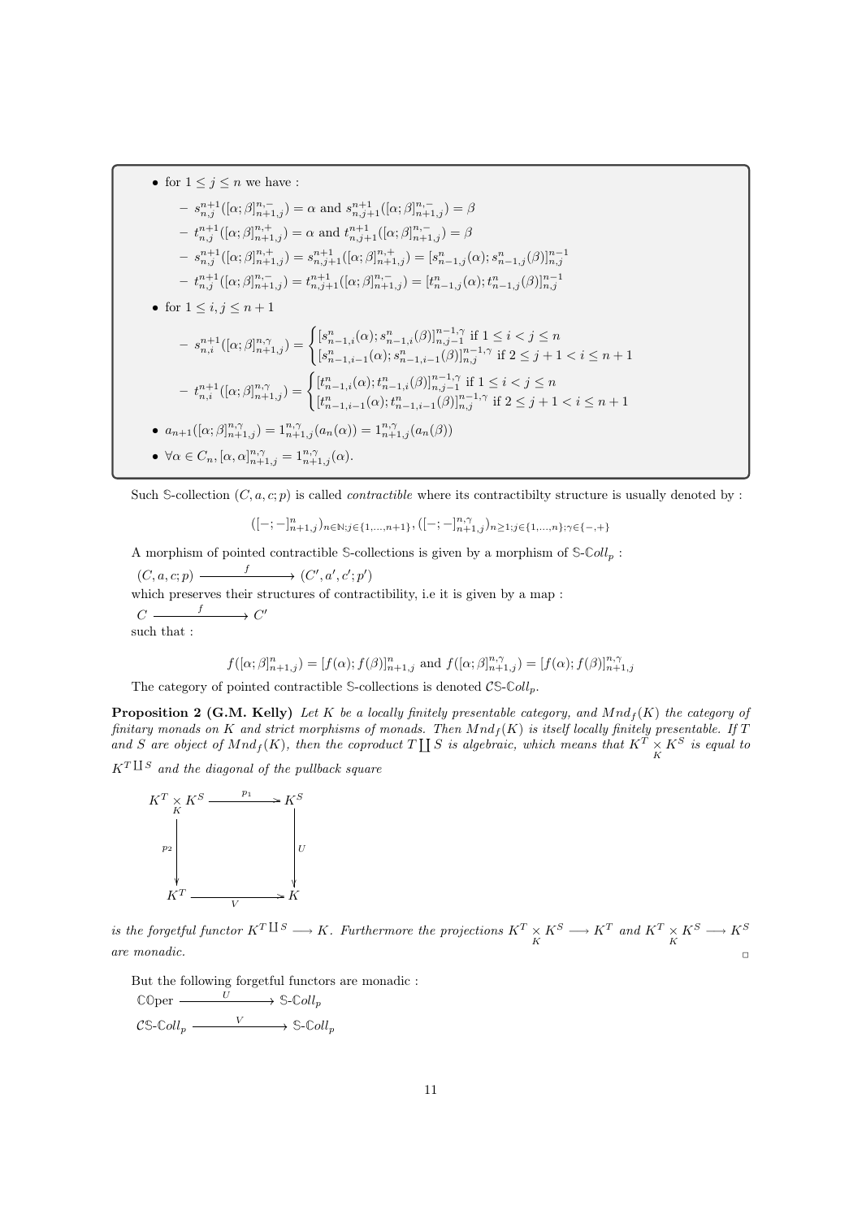- for $1 \leq j \leq n$ we have :
  - $s^{n+1}_{n,j}([\alpha;\beta]^{n,-}_{n+1,j}) = \alpha$ and $s^{n+1}_{n,j+1}([\alpha;\beta]^{n,-}_{n+1,j}) = \beta$
  - $t^{n+1}_{n,j}([\alpha;\beta]^{n,+}_{n+1,j}) = \alpha$ and $t^{n+1}_{n,j+1}([\alpha;\beta]^{n,-}_{n+1,j}) = \beta$
  - $s^{n+1}_{n,j}([\alpha;\beta]^{n,+}_{n+1,j}) = s^{n+1}_{n,j+1}([\alpha;\beta]^{n,+}_{n+1,j}) = [s^{n}_{n-1,j}(\alpha); s^{n}_{n-1,j}(\beta)]^{n-1}_{n,j}$
  - $t^{n+1}_{n,j}([\alpha;\beta]^{n,-}_{n+1,j}) = t^{n+1}_{n,j+1}([\alpha;\beta]^{n,-}_{n+1,j}) = [t^{n}_{n-1,j}(\alpha); t^{n}_{n-1,j}(\beta)]^{n-1}_{n,j}$
- for $1 \leq i, j \leq n+1$
  - $s^{n+1}_{n,i}([\alpha;\beta]^{n,\gamma}_{n+1,j}) = \begin{cases} [s^{n}_{n-1,i}(\alpha); s^{n}_{n-1,i}(\beta)]^{n-1,\gamma}_{n,j-1} \text{ if } 1 \leq i < j \leq n \\ [s^{n}_{n-1,i-1}(\alpha); s^{n}_{n-1,i-1}(\beta)]^{n-1,\gamma}_{n,j} \text{ if } 2 \leq j+1 < i \leq n+1 \end{cases}$
  - $t^{n+1}_{n,i}([\alpha;\beta]^{n,\gamma}_{n+1,j}) = \begin{cases} [t^{n}_{n-1,i}(\alpha); t^{n}_{n-1,i}(\beta)]^{n-1,\gamma}_{n,j-1} \text{ if } 1 \leq i < j \leq n \\ [t^{n}_{n-1,i-1}(\alpha); t^{n}_{n-1,i-1}(\beta)]^{n-1,\gamma}_{n,j} \text{ if } 2 \leq j+1 < i \leq n+1 \end{cases}$
- $a_{n+1}([\alpha;\beta]^{n,\gamma}_{n+1,j}) = 1^{n,\gamma}_{n+1,j}(a_n(\alpha)) = 1^{n,\gamma}_{n+1,j}(a_n(\beta))$
- $\forall \alpha \in C_n, [\alpha,\alpha]^{n,\gamma}_{n+1,j} = 1^{n,\gamma}_{n+1,j}(\alpha)$.

Such $\mathbb{S}$-collection $(C, a, c; p)$ is called *contractible* where its contractibilty structure is usually denoted by :

$$([-;-]^{n}_{n+1,j})_{n\in\mathbb{N};j\in\{1,\ldots,n+1\}}, ([-;-]^{n,\gamma}_{n+1,j})_{n\geq 1;j\in\{1,\ldots,n\};\gamma\in\{-,+\}}$$

A morphism of pointed contractible $\mathbb{S}$-collections is given by a morphism of $\mathbb{S}$-$\mathbb{C}oll_p$ :

$$(C, a, c; p) \xrightarrow{\quad f \quad} (C', a', c'; p')$$

which preserves their structures of contractibility, i.e it is given by a map :

$$C \xrightarrow{\quad f \quad} C'$$

such that :

$$f([\alpha;\beta]^{n}_{n+1,j}) = [f(\alpha); f(\beta)]^{n}_{n+1,j} \text{ and } f([\alpha;\beta]^{n,\gamma}_{n+1,j}) = [f(\alpha); f(\beta)]^{n,\gamma}_{n+1,j}$$

The category of pointed contractible $\mathbb{S}$-collections is denoted $\mathcal{C}\mathbb{S}$-$\mathbb{C}oll_p$.

**Proposition 2 (G.M. Kelly)** *Let $K$ be a locally finitely presentable category, and $Mnd_f(K)$ the category of finitary monads on $K$ and strict morphisms of monads. Then $Mnd_f(K)$ is itself locally finitely presentable. If $T$ and $S$ are object of $Mnd_f(K)$, then the coproduct $T \coprod S$ is algebraic, which means that $K^T \underset{K}{\times} K^S$ is equal to $K^{T\coprod S}$ and the diagonal of the pullback square*

$$\begin{array}{ccc} K^T \underset{K}{\times} K^S & \xrightarrow{\ p_1\ } & K^S \\ \Big\downarrow{\scriptstyle p_2} & & \Big\downarrow{\scriptstyle U} \\ K^T & \xrightarrow[\ V\ ]{} & K \end{array}$$

*is the forgetful functor $K^{T\coprod S} \longrightarrow K$. Furthermore the projections $K^T \underset{K}{\times} K^S \longrightarrow K^T$ and $K^T \underset{K}{\times} K^S \longrightarrow K^S$ are monadic.* □

But the following forgetful functors are monadic :

$$\mathbb{C}\mathbb{O}\text{per} \xrightarrow{\quad U \quad} \mathbb{S}\text{-}\mathbb{C}oll_p$$

$$\mathcal{C}\mathbb{S}\text{-}\mathbb{C}oll_p \xrightarrow{\quad V \quad} \mathbb{S}\text{-}\mathbb{C}oll_p$$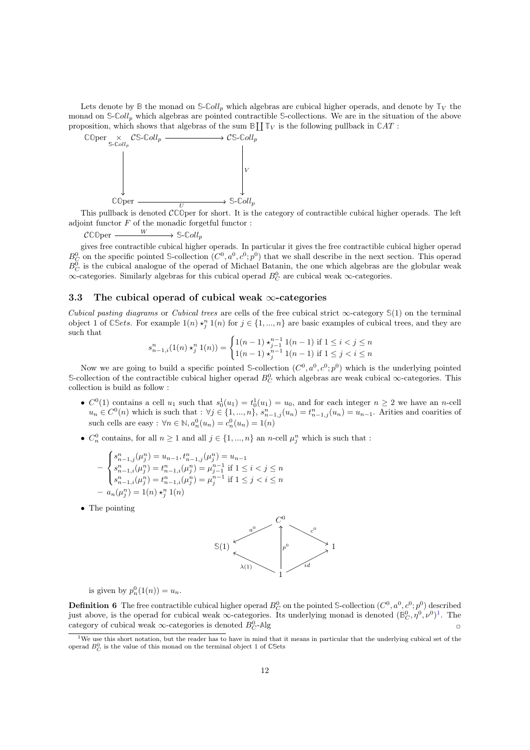Lets denote by $\mathbb{B}$ the monad on $\mathbb{S}$-$\mathbb{C}oll_p$ which algebras are cubical higher operads, and denote by $\mathbb{T}_V$ the monad on $\mathbb{S}$-$\mathbb{C}oll_p$ which algebras are pointed contractible $\mathbb{S}$-collections. We are in the situation of the above proposition, which shows that algebras of the sum $\mathbb{B}\coprod\mathbb{T}_V$ is the following pullback in $\mathbb{C}AT$ :

$$\begin{array}{ccc}
\mathbb{C}\mathbb{O}\text{per} \underset{\mathbb{S}\text{-}\mathbb{C}oll_p}{\times} \mathcal{C}\mathbb{S}\text{-}\mathbb{C}oll_p & \longrightarrow & \mathcal{C}\mathbb{S}\text{-}\mathbb{C}oll_p \\
\downarrow & & \downarrow V \\
\mathbb{C}\mathbb{O}\text{per} & \xrightarrow[U]{} & \mathbb{S}\text{-}\mathbb{C}oll_p
\end{array}$$

This pullback is denoted $\mathcal{C}\mathbb{C}\mathbb{O}$per for short. It is the category of contractible cubical higher operads. The left adjoint functor $F$ of the monadic forgetful functor :

$$\mathcal{C}\mathbb{C}\mathbb{O}\text{per} \xrightarrow{W} \mathbb{S}\text{-}\mathbb{C}oll_p$$

gives free contractible cubical higher operads. In particular it gives the free contractible cubical higher operad $B^0_C$ on the specific pointed $\mathbb{S}$-collection $(C^0, a^0, c^0; p^0)$ that we shall describe in the next section. This operad $B^0_C$ is the cubical analogue of the operad of Michael Batanin, the one which algebras are the globular weak $\infty$-categories. Similarly algebras for this cubical operad $B^0_C$ are cubical weak $\infty$-categories.

### 3.3 The cubical operad of cubical weak $\infty$-categories

*Cubical pasting diagrams* or *Cubical trees* are cells of the free cubical strict $\infty$-category $\mathbb{S}(1)$ on the terminal object 1 of $\mathbb{CS}ets$. For example $1(n) \star^n_j 1(n)$ for $j \in \{1, ..., n\}$ are basic examples of cubical trees, and they are such that

$$s^n_{n-1,i}(1(n) \star^n_j 1(n)) = \begin{cases} 1(n-1) \star^{n-1}_{j-1} 1(n-1) \text{ if } 1 \leq i < j \leq n \\ 1(n-1) \star^{n-1}_{j} 1(n-1) \text{ if } 1 \leq j < i \leq n \end{cases}$$

Now we are going to build a specific pointed $\mathbb{S}$-collection $(C^0, a^0, c^0; p^0)$ which is the underlying pointed $\mathbb{S}$-collection of the contractible cubical higher operad $B^0_C$ which algebras are weak cubical $\infty$-categories. This collection is build as follow :

- $C^0(1)$ contains a cell $u_1$ such that $s^1_0(u_1) = t^1_0(u_1) = u_0$, and for each integer $n \geq 2$ we have an $n$-cell $u_n \in C^0(n)$ which is such that : $\forall j \in \{1, ..., n\}$, $s^n_{n-1,j}(u_n) = t^n_{n-1,j}(u_n) = u_{n-1}$. Arities and coarities of such cells are easy : $\forall n \in \mathbb{N}, a^0_n(u_n) = c^0_n(u_n) = 1(n)$
- $C^0_n$ contains, for all $n \geq 1$ and all $j \in \{1, ..., n\}$ an $n$-cell $\mu^n_j$ which is such that :
  - $\begin{cases} s^n_{n-1,j}(\mu^n_j) = u_{n-1}, t^n_{n-1,j}(\mu^n_j) = u_{n-1} \\ s^n_{n-1,i}(\mu^n_j) = t^n_{n-1,i}(\mu^n_j) = \mu^{n-1}_{j-1} \text{ if } 1 \leq i < j \leq n \\ s^n_{n-1,i}(\mu^n_j) = t^n_{n-1,i}(\mu^n_j) = \mu^{n-1}_{j} \text{ if } 1 \leq j < i \leq n \end{cases}$
  - $a_n(\mu^n_j) = 1(n) \star^n_j 1(n)$
- The pointing

$$\begin{array}{ccccc}
 & & C^0 & & \\
 & \overset{a^0}{\swarrow} & \uparrow p^0 & \overset{c^0}{\searrow} & \\
\mathbb{S}(1) & & & & 1 \\
 & \underset{\lambda(1)}{\nwarrow} & 1 & \underset{id}{\nearrow} &
\end{array}$$

is given by $p^0_n(1(n)) = u_n$.

**Definition 6** The free contractible cubical higher operad $B^0_C$ on the pointed $\mathbb{S}$-collection $(C^0, a^0, c^0; p^0)$ described just above, is the operad for cubical weak $\infty$-categories. Its underlying monad is denoted $(\mathbb{B}^0_C, \eta^0, \nu^0)$[1]. The category of cubical weak $\infty$-categories is denoted $B^0_C$-$\mathbb{A}$lg □

[1] We use this short notation, but the reader has to have in mind that it means in particular that the underlying cubical set of the operad $B^0_C$ is the value of this monad on the terminal object 1 of $\mathbb{C}$Sets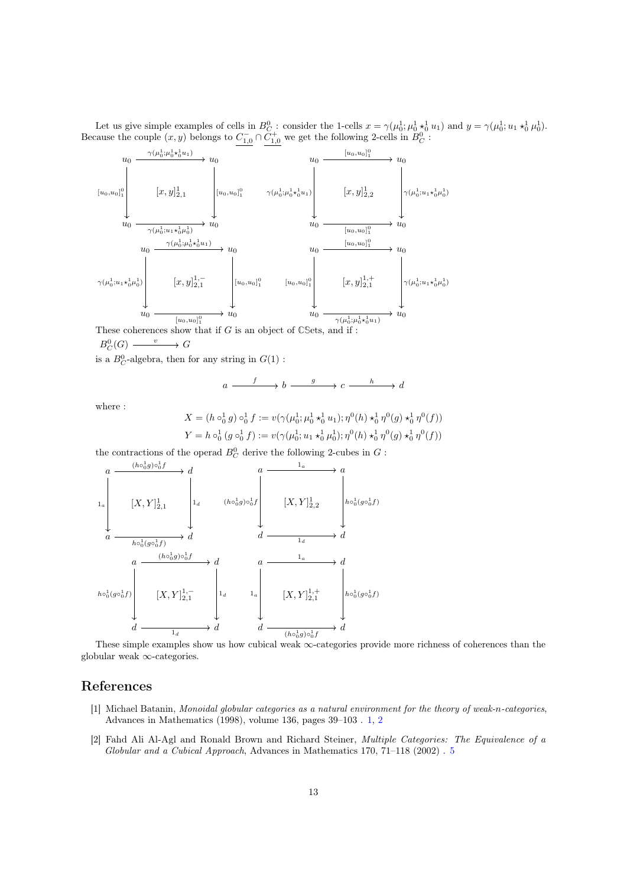Let us give simple examples of cells in $B^0_C$ : consider the 1-cells $x = \gamma(\mu^1_0; \mu^1_0 \star^1_0 u_1)$ and $y = \gamma(\mu^1_0; u_1 \star^1_0 \mu^1_0)$. Because the couple $(x, y)$ belongs to $\underline{C^-_{1,0}} \cap \underline{C^+_{1,0}}$ we get the following 2-cells in $B^0_C$ :

$$\begin{array}{ccc} u_0 & \xrightarrow{\gamma(\mu^1_0;\mu^1_0\star^1_0 u_1)} & u_0 \\ {\scriptstyle [u_0,u_0]^0_1}\downarrow & [x,y]^1_{2,1} & \downarrow{\scriptstyle [u_0,u_0]^0_1} \\ u_0 & \xrightarrow[\gamma(\mu^1_0;u_1\star^1_0\mu^1_0)]{} & u_0 \end{array} \qquad \begin{array}{ccc} u_0 & \xrightarrow{[u_0,u_0]^0_1} & u_0 \\ {\scriptstyle \gamma(\mu^1_0;\mu^1_0\star^1_0 u_1)}\downarrow & [x,y]^1_{2,2} & \downarrow{\scriptstyle \gamma(\mu^1_0;u_1\star^1_0\mu^1_0)} \\ u_0 & \xrightarrow[{[u_0,u_0]^0_1}]{} & u_0 \end{array}$$

$$\begin{array}{ccc} u_0 & \xrightarrow{\gamma(\mu^1_0;\mu^1_0\star^1_0 u_1)} & u_0 \\ {\scriptstyle \gamma(\mu^1_0;u_1\star^1_0\mu^1_0)}\downarrow & [x,y]^{1,-}_{2,1} & \downarrow{\scriptstyle [u_0,u_0]^0_1} \\ u_0 & \xrightarrow[{[u_0,u_0]^0_1}]{} & u_0 \end{array} \qquad \begin{array}{ccc} u_0 & \xrightarrow{[u_0,u_0]^0_1} & u_0 \\ {\scriptstyle [u_0,u_0]^0_1}\downarrow & [x,y]^{1,+}_{2,1} & \downarrow{\scriptstyle \gamma(\mu^1_0;u_1\star^1_0\mu^1_0)} \\ u_0 & \xrightarrow[\gamma(\mu^1_0;\mu^1_0\star^1_0 u_1)]{} & u_0 \end{array}$$

These coherences show that if $G$ is an object of $\mathbb{CS}$ets, and if :

$B^0_C(G) \xrightarrow{\ v\ } G$

is a $B^0_C$-algebra, then for any string in $G(1)$ :

$$a \xrightarrow{\ f\ } b \xrightarrow{\ g\ } c \xrightarrow{\ h\ } d$$

where :

$$X = (h \circ^1_0 g) \circ^1_0 f := v(\gamma(\mu^1_0; \mu^1_0 \star^1_0 u_1); \eta^0(h) \star^1_0 \eta^0(g) \star^1_0 \eta^0(f))$$
$$Y = h \circ^1_0 (g \circ^1_0 f) := v(\gamma(\mu^1_0; u_1 \star^1_0 \mu^1_0); \eta^0(h) \star^1_0 \eta^0(g) \star^1_0 \eta^0(f))$$

the contractions of the operad $B^0_C$ derive the following 2-cubes in $G$ :

$$\begin{array}{ccc} a & \xrightarrow{(h\circ^1_0 g)\circ^1_0 f} & d \\ {\scriptstyle 1_a}\downarrow & [X,Y]^1_{2,1} & \downarrow{\scriptstyle 1_d} \\ a & \xrightarrow[h\circ^1_0(g\circ^1_0 f)]{} & d \end{array} \qquad \begin{array}{ccc} a & \xrightarrow{1_a} & a \\ {\scriptstyle (h\circ^1_0 g)\circ^1_0 f}\downarrow & [X,Y]^1_{2,2} & \downarrow{\scriptstyle h\circ^1_0(g\circ^1_0 f)} \\ d & \xrightarrow[1_d]{} & d \end{array}$$

$$\begin{array}{ccc} a & \xrightarrow{(h\circ^1_0 g)\circ^1_0 f} & d \\ {\scriptstyle h\circ^1_0(g\circ^1_0 f)}\downarrow & [X,Y]^{1,-}_{2,1} & \downarrow{\scriptstyle 1_d} \\ d & \xrightarrow[1_d]{} & d \end{array} \qquad \begin{array}{ccc} a & \xrightarrow{1_a} & d \\ {\scriptstyle 1_a}\downarrow & [X,Y]^{1,+}_{2,1} & \downarrow{\scriptstyle h\circ^1_0(g\circ^1_0 f)} \\ d & \xrightarrow[(h\circ^1_0 g)\circ^1_0 f]{} & d \end{array}$$

These simple examples show us how cubical weak $\infty$-categories provide more richness of coherences than the globular weak $\infty$-categories.

# References

[1] Michael Batanin, *Monoidal globular categories as a natural environment for the theory of weak-n-categories*, Advances in Mathematics (1998), volume 136, pages 39–103 . 1, 2

[2] Fahd Ali Al-Agl and Ronald Brown and Richard Steiner, *Multiple Categories: The Equivalence of a Globular and a Cubical Approach*, Advances in Mathematics 170, 71–118 (2002) . 5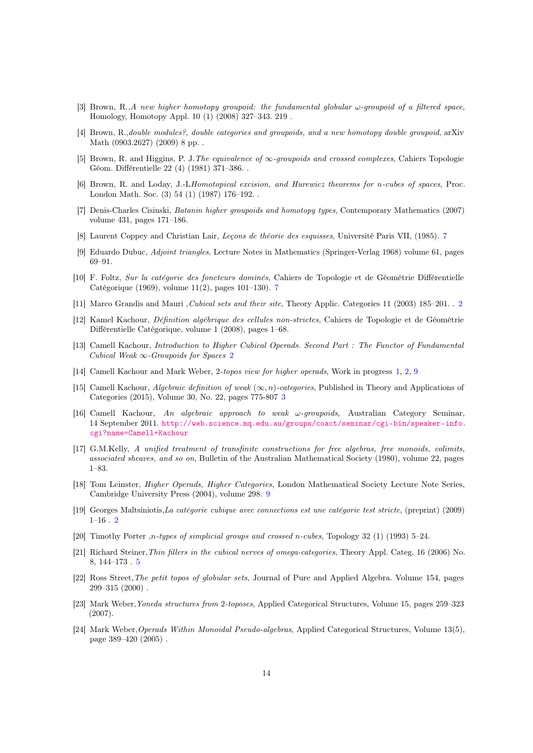- [3] Brown, R.,*A new higher homotopy groupoid: the fundamental globular $\omega$-groupoid of a filtered space*, Homology, Homotopy Appl. 10 (1) (2008) 327–343. 219 .
- [4] Brown, R.,*double modules?, double categories and groupoids, and a new homotopy double groupoid*, arXiv Math (0903.2627) (2009) 8 pp. .
- [5] Brown, R. and Higgins, P. J.*The equivalence of $\infty$-groupoids and crossed complexes*, Cahiers Topologie Géom. Différentielle 22 (4) (1981) 371–386. .
- [6] Brown, R. and Loday, J.-L*Homotopical excision, and Hurewicz theorems for $n$-cubes of spaces*, Proc. London Math. Soc. (3) 54 (1) (1987) 176–192. .
- [7] Denis-Charles Cisinski, *Batanin higher groupoids and homotopy types*, Contemporary Mathematics (2007) volume 431, pages 171–186.
- [8] Laurent Coppey and Christian Lair, *Leçons de théorie des esquisses*, Université Paris VII, (1985). 7
- [9] Eduardo Dubuc, *Adjoint triangles*, Lecture Notes in Mathematics (Springer-Verlag 1968) volume 61, pages 69–91.
- [10] F. Foltz, *Sur la catégorie des foncteurs dominés*, Cahiers de Topologie et de Géométrie Différentielle Catégorique (1969), volume 11(2), pages 101–130). 7
- [11] Marco Grandis and Mauri ,*Cubical sets and their site*, Theory Applic. Categories 11 (2003) 185–201. . 2
- [12] Kamel Kachour, *Définition algébrique des cellules non-strictes*, Cahiers de Topologie et de Géométrie Différentielle Catégorique, volume 1 (2008), pages 1–68.
- [13] Camell Kachour, *Introduction to Higher Cubical Operads. Second Part : The Functor of Fundamental Cubical Weak $\infty$-Groupoids for Spaces* 2
- [14] Camell Kachour and Mark Weber, *2-topos view for higher operads*, Work in progress 1, 2, 9
- [15] Camell Kachour, *Algebraic definition of weak $(\infty, n)$-categories*, Published in Theory and Applications of Categories (2015), Volume 30, No. 22, pages 775-807 3
- [16] Camell Kachour, *An algebraic approach to weak $\omega$-groupoids*, Australian Category Seminar, 14 September 2011. http://web.science.mq.edu.au/groups/coact/seminar/cgi-bin/speaker-info.cgi?name=Camell+Kachour
- [17] G.M.Kelly, *A unified treatment of transfinite constructions for free algebras, free monoids, colimits, associated sheaves, and so on*, Bulletin of the Australian Mathematical Society (1980), volume 22, pages 1–83.
- [18] Tom Leinster, *Higher Operads, Higher Categories*, London Mathematical Society Lecture Note Series, Cambridge University Press (2004), volume 298. 9
- [19] Georges Maltsiniotis,*La catégorie cubique avec connections est une catégorie test stricte*, (preprint) (2009) 1–16 . 2
- [20] Timothy Porter ,*$n$-types of simplicial groups and crossed $n$-cubes*, Topology 32 (1) (1993) 5–24.
- [21] Richard Steiner,*Thin fillers in the cubical nerves of omega-categories*, Theory Appl. Categ. 16 (2006) No. 8, 144–173 . 5
- [22] Ross Street,*The petit topos of globular sets*, Journal of Pure and Applied Algebra. Volume 154, pages 299–315 (2000) .
- [23] Mark Weber,*Yoneda structures from 2-toposes*, Applied Categorical Structures, Volume 15, pages 259–323 (2007).
- [24] Mark Weber,*Operads Within Monoidal Pseudo-algebras*, Applied Categorical Structures, Volume 13(5), page 389–420 (2005) .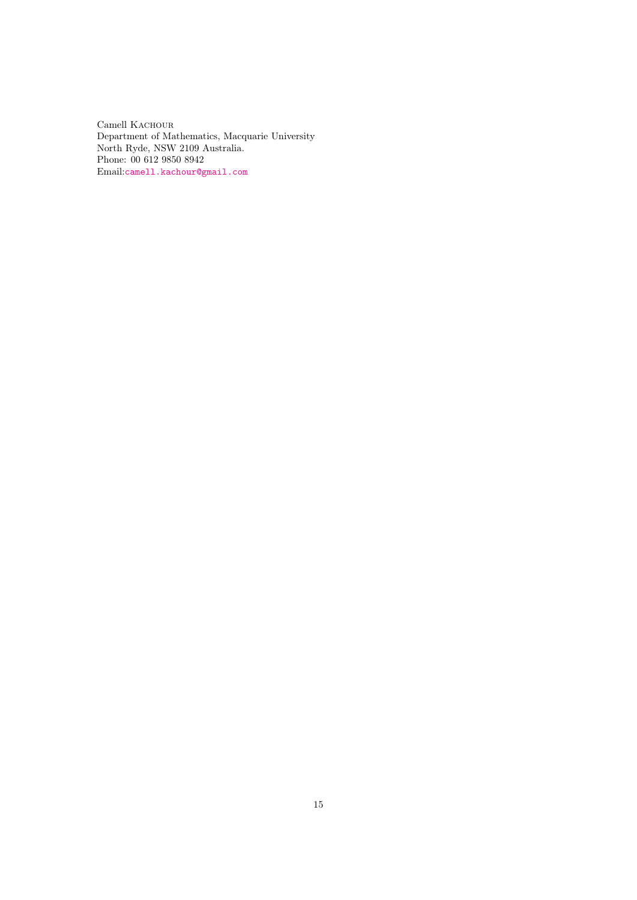Camell Kachour
Department of Mathematics, Macquarie University
North Ryde, NSW 2109 Australia.
Phone: 00 612 9850 8942
Email:camell.kachour@gmail.com